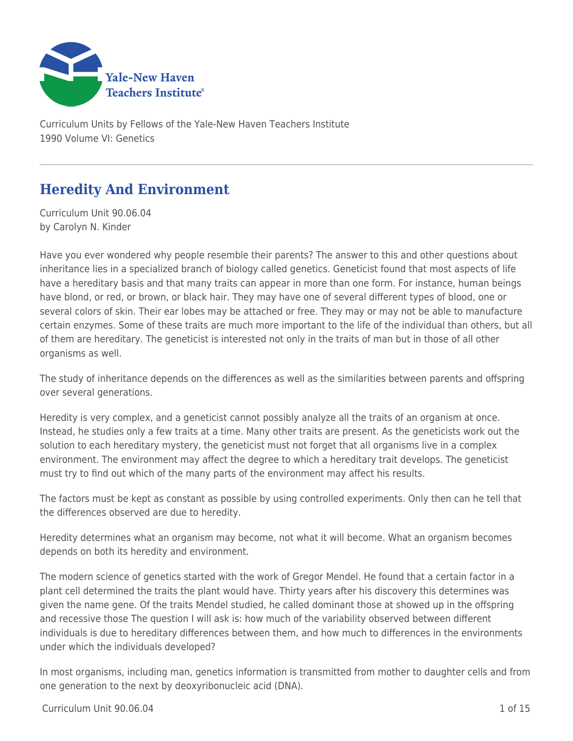Curriculum Units by Fellows of the Yale-New Haven Teachers Institute
1990 Volume VI: Genetics

# Heredity And Environment

Curriculum Unit 90.06.04
by Carolyn N. Kinder

Have you ever wondered why people resemble their parents? The answer to this and other questions about inheritance lies in a specialized branch of biology called genetics. Geneticist found that most aspects of life have a hereditary basis and that many traits can appear in more than one form. For instance, human beings have blond, or red, or brown, or black hair. They may have one of several different types of blood, one or several colors of skin. Their ear lobes may be attached or free. They may or may not be able to manufacture certain enzymes. Some of these traits are much more important to the life of the individual than others, but all of them are hereditary. The geneticist is interested not only in the traits of man but in those of all other organisms as well.

The study of inheritance depends on the differences as well as the similarities between parents and offspring over several generations.

Heredity is very complex, and a geneticist cannot possibly analyze all the traits of an organism at once. Instead, he studies only a few traits at a time. Many other traits are present. As the geneticists work out the solution to each hereditary mystery, the geneticist must not forget that all organisms live in a complex environment. The environment may affect the degree to which a hereditary trait develops. The geneticist must try to find out which of the many parts of the environment may affect his results.

The factors must be kept as constant as possible by using controlled experiments. Only then can he tell that the differences observed are due to heredity.

Heredity determines what an organism may become, not what it will become. What an organism becomes depends on both its heredity and environment.

The modern science of genetics started with the work of Gregor Mendel. He found that a certain factor in a plant cell determined the traits the plant would have. Thirty years after his discovery this determines was given the name gene. Of the traits Mendel studied, he called dominant those at showed up in the offspring and recessive those The question I will ask is: how much of the variability observed between different individuals is due to hereditary differences between them, and how much to differences in the environments under which the individuals developed?

In most organisms, including man, genetics information is transmitted from mother to daughter cells and from one generation to the next by deoxyribonucleic acid (DNA).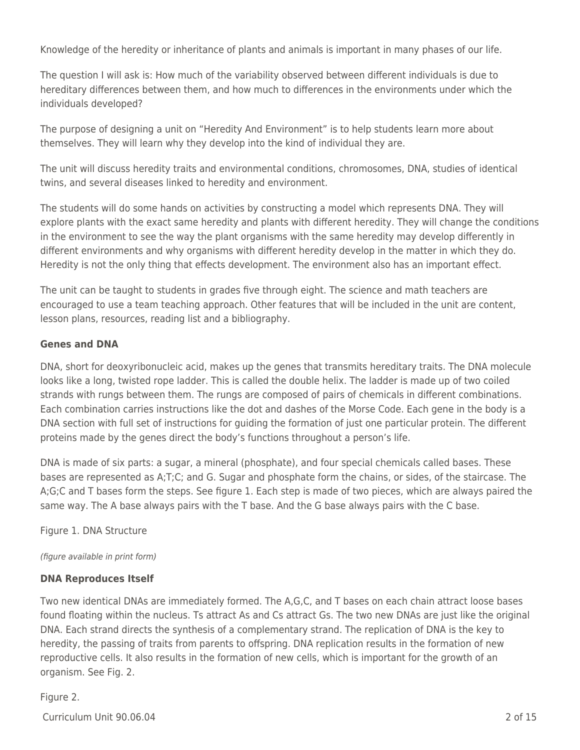Knowledge of the heredity or inheritance of plants and animals is important in many phases of our life.

The question I will ask is: How much of the variability observed between different individuals is due to hereditary differences between them, and how much to differences in the environments under which the individuals developed?

The purpose of designing a unit on "Heredity And Environment" is to help students learn more about themselves. They will learn why they develop into the kind of individual they are.

The unit will discuss heredity traits and environmental conditions, chromosomes, DNA, studies of identical twins, and several diseases linked to heredity and environment.

The students will do some hands on activities by constructing a model which represents DNA. They will explore plants with the exact same heredity and plants with different heredity. They will change the conditions in the environment to see the way the plant organisms with the same heredity may develop differently in different environments and why organisms with different heredity develop in the matter in which they do. Heredity is not the only thing that effects development. The environment also has an important effect.

The unit can be taught to students in grades five through eight. The science and math teachers are encouraged to use a team teaching approach. Other features that will be included in the unit are content, lesson plans, resources, reading list and a bibliography.

**Genes and DNA**

DNA, short for deoxyribonucleic acid, makes up the genes that transmits hereditary traits. The DNA molecule looks like a long, twisted rope ladder. This is called the double helix. The ladder is made up of two coiled strands with rungs between them. The rungs are composed of pairs of chemicals in different combinations. Each combination carries instructions like the dot and dashes of the Morse Code. Each gene in the body is a DNA section with full set of instructions for guiding the formation of just one particular protein. The different proteins made by the genes direct the body's functions throughout a person's life.

DNA is made of six parts: a sugar, a mineral (phosphate), and four special chemicals called bases. These bases are represented as A;T;C; and G. Sugar and phosphate form the chains, or sides, of the staircase. The A;G;C and T bases form the steps. See figure 1. Each step is made of two pieces, which are always paired the same way. The A base always pairs with the T base. And the G base always pairs with the C base.

Figure 1. DNA Structure

*(figure available in print form)*

**DNA Reproduces Itself**

Two new identical DNAs are immediately formed. The A,G,C, and T bases on each chain attract loose bases found floating within the nucleus. Ts attract As and Cs attract Gs. The two new DNAs are just like the original DNA. Each strand directs the synthesis of a complementary strand. The replication of DNA is the key to heredity, the passing of traits from parents to offspring. DNA replication results in the formation of new reproductive cells. It also results in the formation of new cells, which is important for the growth of an organism. See Fig. 2.

Figure 2.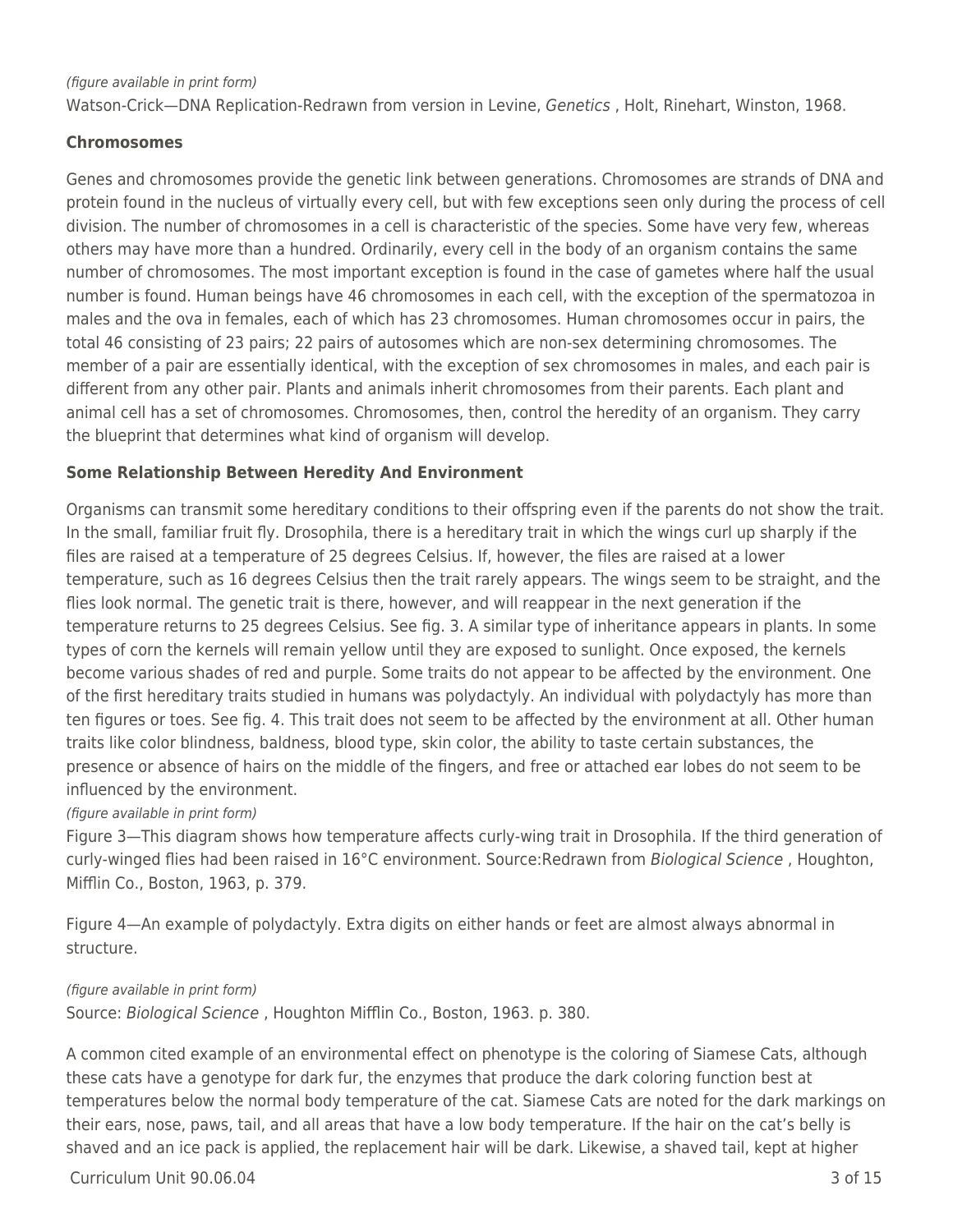*(figure available in print form)*

Watson-Crick—DNA Replication-Redrawn from version in Levine, *Genetics* , Holt, Rinehart, Winston, 1968.

### Chromosomes

Genes and chromosomes provide the genetic link between generations. Chromosomes are strands of DNA and protein found in the nucleus of virtually every cell, but with few exceptions seen only during the process of cell division. The number of chromosomes in a cell is characteristic of the species. Some have very few, whereas others may have more than a hundred. Ordinarily, every cell in the body of an organism contains the same number of chromosomes. The most important exception is found in the case of gametes where half the usual number is found. Human beings have 46 chromosomes in each cell, with the exception of the spermatozoa in males and the ova in females, each of which has 23 chromosomes. Human chromosomes occur in pairs, the total 46 consisting of 23 pairs; 22 pairs of autosomes which are non-sex determining chromosomes. The member of a pair are essentially identical, with the exception of sex chromosomes in males, and each pair is different from any other pair. Plants and animals inherit chromosomes from their parents. Each plant and animal cell has a set of chromosomes. Chromosomes, then, control the heredity of an organism. They carry the blueprint that determines what kind of organism will develop.

### Some Relationship Between Heredity And Environment

Organisms can transmit some hereditary conditions to their offspring even if the parents do not show the trait. In the small, familiar fruit fly. Drosophila, there is a hereditary trait in which the wings curl up sharply if the files are raised at a temperature of 25 degrees Celsius. If, however, the files are raised at a lower temperature, such as 16 degrees Celsius then the trait rarely appears. The wings seem to be straight, and the flies look normal. The genetic trait is there, however, and will reappear in the next generation if the temperature returns to 25 degrees Celsius. See fig. 3. A similar type of inheritance appears in plants. In some types of corn the kernels will remain yellow until they are exposed to sunlight. Once exposed, the kernels become various shades of red and purple. Some traits do not appear to be affected by the environment. One of the first hereditary traits studied in humans was polydactyly. An individual with polydactyly has more than ten figures or toes. See fig. 4. This trait does not seem to be affected by the environment at all. Other human traits like color blindness, baldness, blood type, skin color, the ability to taste certain substances, the presence or absence of hairs on the middle of the fingers, and free or attached ear lobes do not seem to be influenced by the environment.

*(figure available in print form)*

Figure 3—This diagram shows how temperature affects curly-wing trait in Drosophila. If the third generation of curly-winged flies had been raised in 16°C environment. Source:Redrawn from *Biological Science* , Houghton, Mifflin Co., Boston, 1963, p. 379.

Figure 4—An example of polydactyly. Extra digits on either hands or feet are almost always abnormal in structure.

*(figure available in print form)*

Source: *Biological Science* , Houghton Mifflin Co., Boston, 1963. p. 380.

A common cited example of an environmental effect on phenotype is the coloring of Siamese Cats, although these cats have a genotype for dark fur, the enzymes that produce the dark coloring function best at temperatures below the normal body temperature of the cat. Siamese Cats are noted for the dark markings on their ears, nose, paws, tail, and all areas that have a low body temperature. If the hair on the cat's belly is shaved and an ice pack is applied, the replacement hair will be dark. Likewise, a shaved tail, kept at higher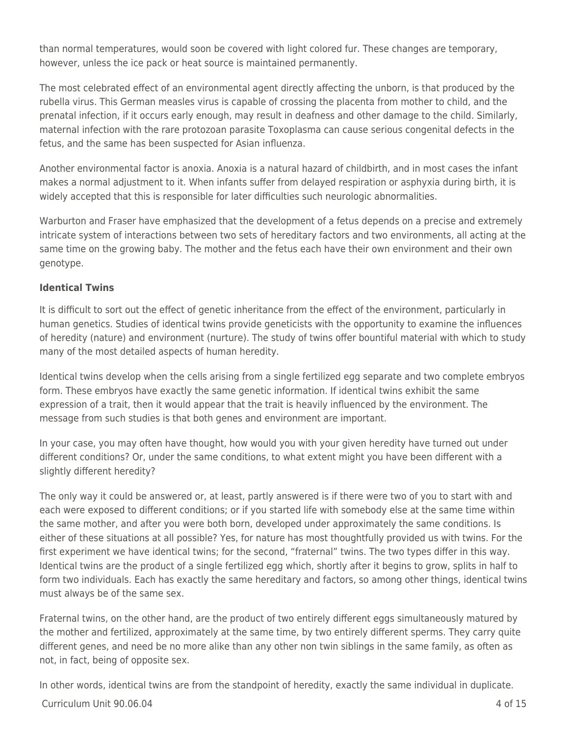than normal temperatures, would soon be covered with light colored fur. These changes are temporary, however, unless the ice pack or heat source is maintained permanently.

The most celebrated effect of an environmental agent directly affecting the unborn, is that produced by the rubella virus. This German measles virus is capable of crossing the placenta from mother to child, and the prenatal infection, if it occurs early enough, may result in deafness and other damage to the child. Similarly, maternal infection with the rare protozoan parasite Toxoplasma can cause serious congenital defects in the fetus, and the same has been suspected for Asian influenza.

Another environmental factor is anoxia. Anoxia is a natural hazard of childbirth, and in most cases the infant makes a normal adjustment to it. When infants suffer from delayed respiration or asphyxia during birth, it is widely accepted that this is responsible for later difficulties such neurologic abnormalities.

Warburton and Fraser have emphasized that the development of a fetus depends on a precise and extremely intricate system of interactions between two sets of hereditary factors and two environments, all acting at the same time on the growing baby. The mother and the fetus each have their own environment and their own genotype.

**Identical Twins**

It is difficult to sort out the effect of genetic inheritance from the effect of the environment, particularly in human genetics. Studies of identical twins provide geneticists with the opportunity to examine the influences of heredity (nature) and environment (nurture). The study of twins offer bountiful material with which to study many of the most detailed aspects of human heredity.

Identical twins develop when the cells arising from a single fertilized egg separate and two complete embryos form. These embryos have exactly the same genetic information. If identical twins exhibit the same expression of a trait, then it would appear that the trait is heavily influenced by the environment. The message from such studies is that both genes and environment are important.

In your case, you may often have thought, how would you with your given heredity have turned out under different conditions? Or, under the same conditions, to what extent might you have been different with a slightly different heredity?

The only way it could be answered or, at least, partly answered is if there were two of you to start with and each were exposed to different conditions; or if you started life with somebody else at the same time within the same mother, and after you were both born, developed under approximately the same conditions. Is either of these situations at all possible? Yes, for nature has most thoughtfully provided us with twins. For the first experiment we have identical twins; for the second, "fraternal" twins. The two types differ in this way. Identical twins are the product of a single fertilized egg which, shortly after it begins to grow, splits in half to form two individuals. Each has exactly the same hereditary and factors, so among other things, identical twins must always be of the same sex.

Fraternal twins, on the other hand, are the product of two entirely different eggs simultaneously matured by the mother and fertilized, approximately at the same time, by two entirely different sperms. They carry quite different genes, and need be no more alike than any other non twin siblings in the same family, as often as not, in fact, being of opposite sex.

In other words, identical twins are from the standpoint of heredity, exactly the same individual in duplicate.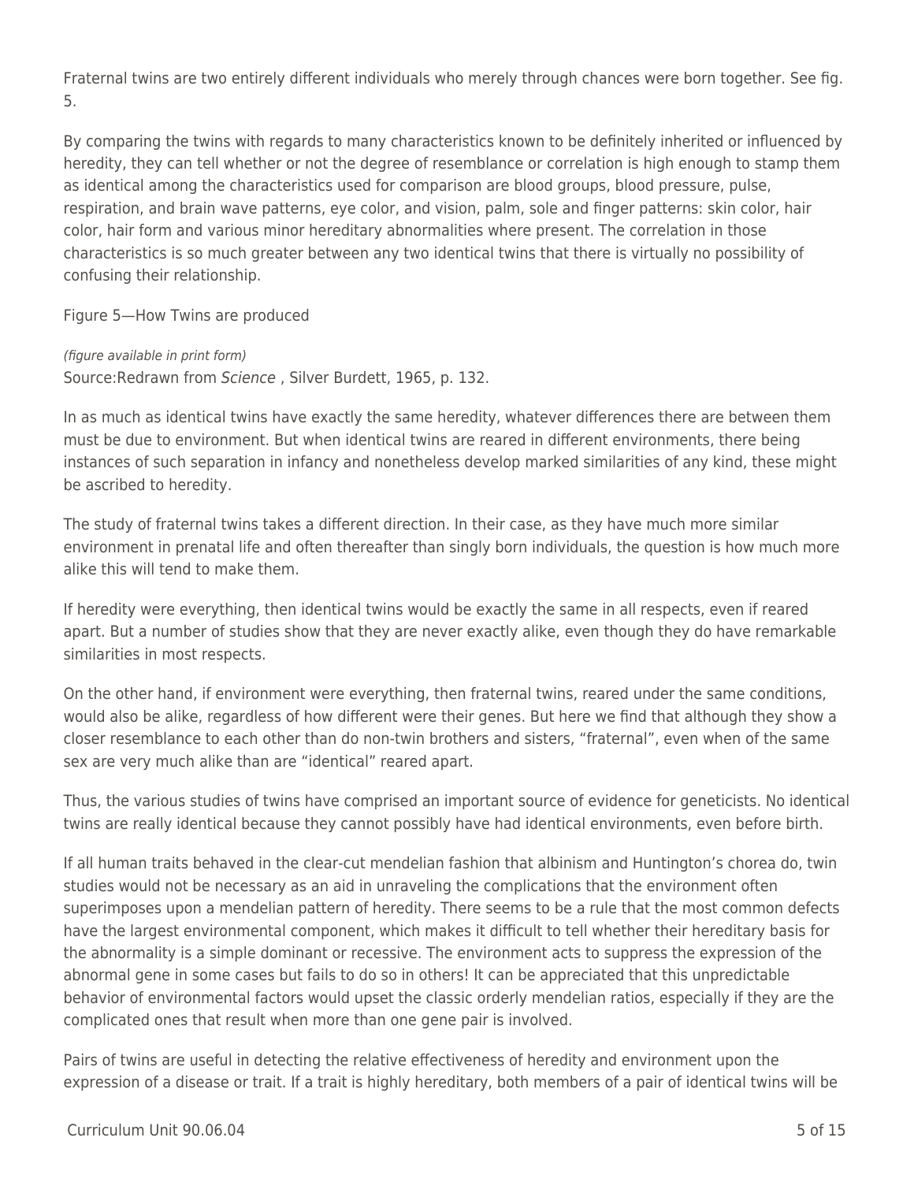Fraternal twins are two entirely different individuals who merely through chances were born together. See fig. 5.

By comparing the twins with regards to many characteristics known to be definitely inherited or influenced by heredity, they can tell whether or not the degree of resemblance or correlation is high enough to stamp them as identical among the characteristics used for comparison are blood groups, blood pressure, pulse, respiration, and brain wave patterns, eye color, and vision, palm, sole and finger patterns: skin color, hair color, hair form and various minor hereditary abnormalities where present. The correlation in those characteristics is so much greater between any two identical twins that there is virtually no possibility of confusing their relationship.

Figure 5—How Twins are produced

*(figure available in print form)*
Source:Redrawn from *Science* , Silver Burdett, 1965, p. 132.

In as much as identical twins have exactly the same heredity, whatever differences there are between them must be due to environment. But when identical twins are reared in different environments, there being instances of such separation in infancy and nonetheless develop marked similarities of any kind, these might be ascribed to heredity.

The study of fraternal twins takes a different direction. In their case, as they have much more similar environment in prenatal life and often thereafter than singly born individuals, the question is how much more alike this will tend to make them.

If heredity were everything, then identical twins would be exactly the same in all respects, even if reared apart. But a number of studies show that they are never exactly alike, even though they do have remarkable similarities in most respects.

On the other hand, if environment were everything, then fraternal twins, reared under the same conditions, would also be alike, regardless of how different were their genes. But here we find that although they show a closer resemblance to each other than do non-twin brothers and sisters, "fraternal", even when of the same sex are very much alike than are "identical" reared apart.

Thus, the various studies of twins have comprised an important source of evidence for geneticists. No identical twins are really identical because they cannot possibly have had identical environments, even before birth.

If all human traits behaved in the clear-cut mendelian fashion that albinism and Huntington's chorea do, twin studies would not be necessary as an aid in unraveling the complications that the environment often superimposes upon a mendelian pattern of heredity. There seems to be a rule that the most common defects have the largest environmental component, which makes it difficult to tell whether their hereditary basis for the abnormality is a simple dominant or recessive. The environment acts to suppress the expression of the abnormal gene in some cases but fails to do so in others! It can be appreciated that this unpredictable behavior of environmental factors would upset the classic orderly mendelian ratios, especially if they are the complicated ones that result when more than one gene pair is involved.

Pairs of twins are useful in detecting the relative effectiveness of heredity and environment upon the expression of a disease or trait. If a trait is highly hereditary, both members of a pair of identical twins will be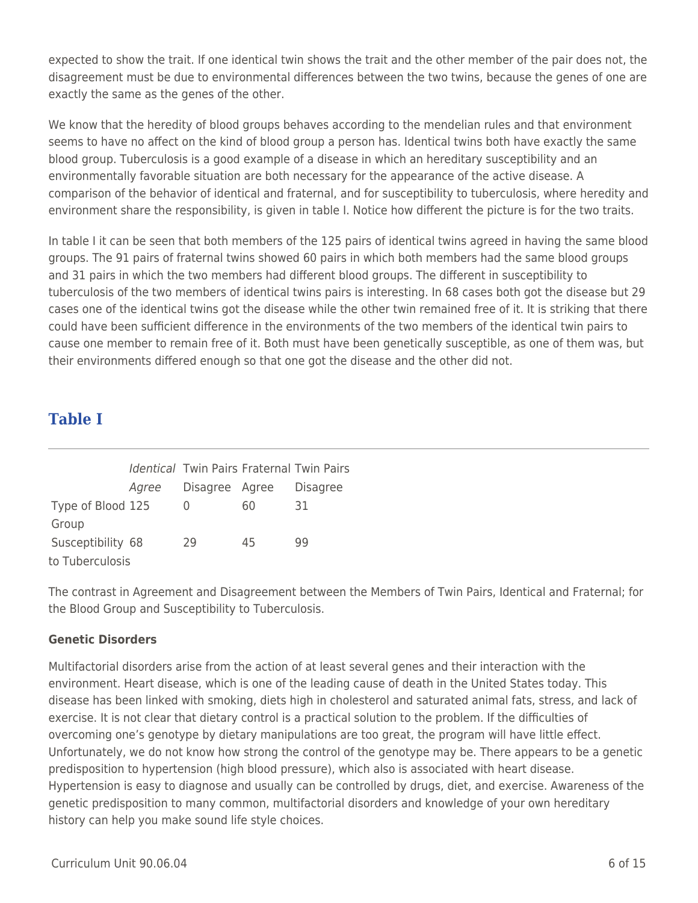expected to show the trait. If one identical twin shows the trait and the other member of the pair does not, the disagreement must be due to environmental differences between the two twins, because the genes of one are exactly the same as the genes of the other.

We know that the heredity of blood groups behaves according to the mendelian rules and that environment seems to have no affect on the kind of blood group a person has. Identical twins both have exactly the same blood group. Tuberculosis is a good example of a disease in which an hereditary susceptibility and an environmentally favorable situation are both necessary for the appearance of the active disease. A comparison of the behavior of identical and fraternal, and for susceptibility to tuberculosis, where heredity and environment share the responsibility, is given in table I. Notice how different the picture is for the two traits.

In table I it can be seen that both members of the 125 pairs of identical twins agreed in having the same blood groups. The 91 pairs of fraternal twins showed 60 pairs in which both members had the same blood groups and 31 pairs in which the two members had different blood groups. The different in susceptibility to tuberculosis of the two members of identical twins pairs is interesting. In 68 cases both got the disease but 29 cases one of the identical twins got the disease while the other twin remained free of it. It is striking that there could have been sufficient difference in the environments of the two members of the identical twin pairs to cause one member to remain free of it. Both must have been genetically susceptible, as one of them was, but their environments differed enough so that one got the disease and the other did not.

## Table I

| | *Identical* Twin Pairs | | Fraternal Twin Pairs | |
|---|---|---|---|---|
| | *Agree* | Disagree | Agree | Disagree |
| Type of Blood Group | 125 | 0 | 60 | 31 |
| Susceptibility to Tuberculosis | 68 | 29 | 45 | 99 |

The contrast in Agreement and Disagreement between the Members of Twin Pairs, Identical and Fraternal; for the Blood Group and Susceptibility to Tuberculosis.

**Genetic Disorders**

Multifactorial disorders arise from the action of at least several genes and their interaction with the environment. Heart disease, which is one of the leading cause of death in the United States today. This disease has been linked with smoking, diets high in cholesterol and saturated animal fats, stress, and lack of exercise. It is not clear that dietary control is a practical solution to the problem. If the difficulties of overcoming one's genotype by dietary manipulations are too great, the program will have little effect. Unfortunately, we do not know how strong the control of the genotype may be. There appears to be a genetic predisposition to hypertension (high blood pressure), which also is associated with heart disease. Hypertension is easy to diagnose and usually can be controlled by drugs, diet, and exercise. Awareness of the genetic predisposition to many common, multifactorial disorders and knowledge of your own hereditary history can help you make sound life style choices.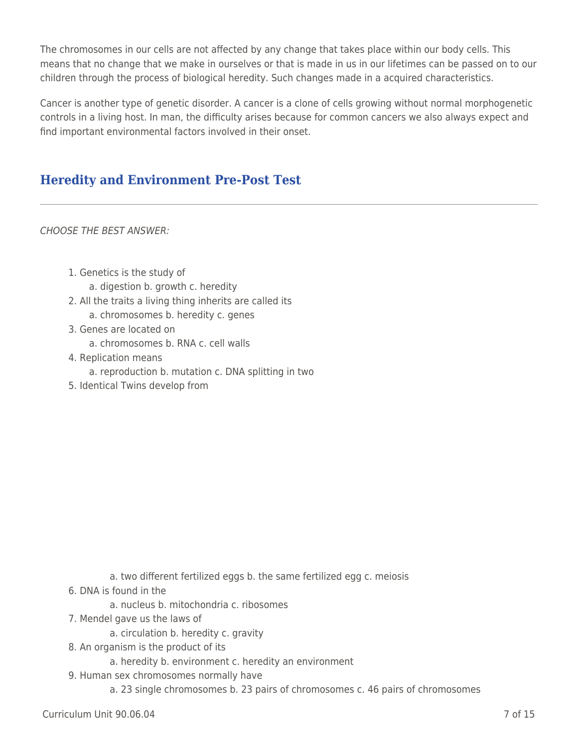The chromosomes in our cells are not affected by any change that takes place within our body cells. This means that no change that we make in ourselves or that is made in us in our lifetimes can be passed on to our children through the process of biological heredity. Such changes made in a acquired characteristics.

Cancer is another type of genetic disorder. A cancer is a clone of cells growing without normal morphogenetic controls in a living host. In man, the difficulty arises because for common cancers we also always expect and find important environmental factors involved in their onset.

## Heredity and Environment Pre-Post Test

*CHOOSE THE BEST ANSWER:*

1. Genetics is the study of
   a. digestion b. growth c. heredity
2. All the traits a living thing inherits are called its
   a. chromosomes b. heredity c. genes
3. Genes are located on
   a. chromosomes b. RNA c. cell walls
4. Replication means
   a. reproduction b. mutation c. DNA splitting in two
5. Identical Twins develop from
   a. two different fertilized eggs b. the same fertilized egg c. meiosis
6. DNA is found in the
   a. nucleus b. mitochondria c. ribosomes
7. Mendel gave us the laws of
   a. circulation b. heredity c. gravity
8. An organism is the product of its
   a. heredity b. environment c. heredity an environment
9. Human sex chromosomes normally have
   a. 23 single chromosomes b. 23 pairs of chromosomes c. 46 pairs of chromosomes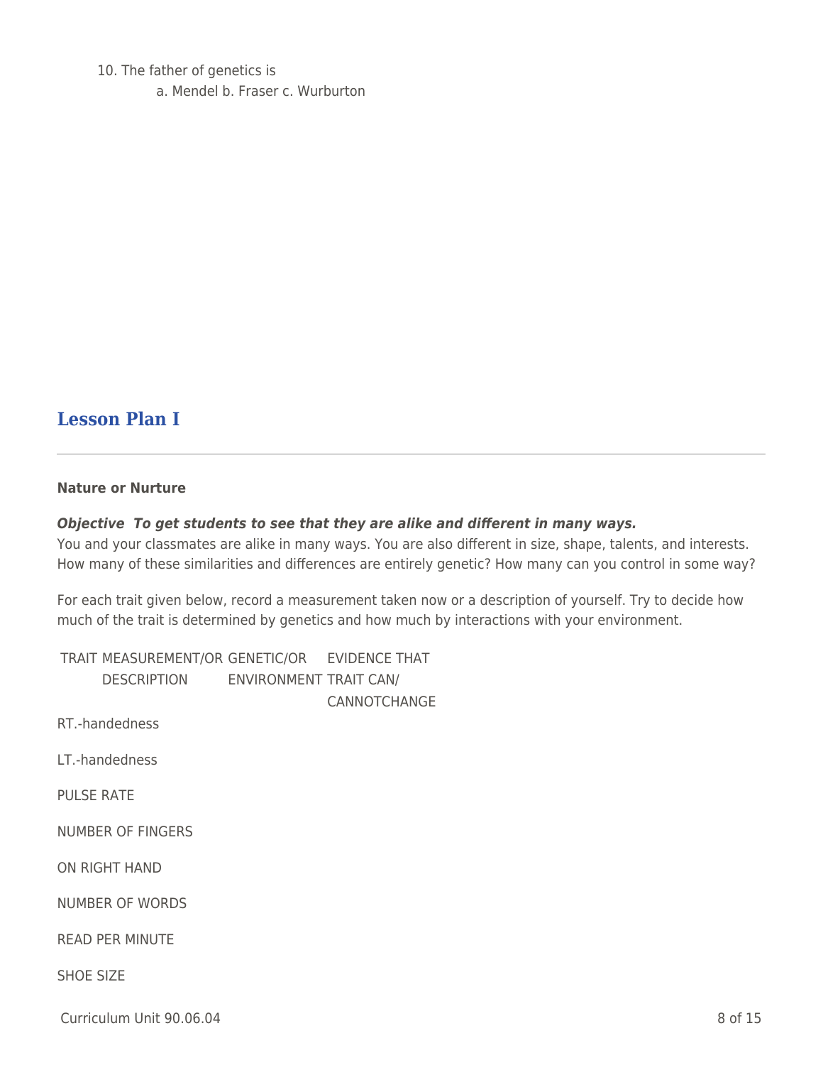10. The father of genetics is
    a. Mendel b. Fraser c. Wurburton

## Lesson Plan I

**Nature or Nurture**

***Objective To get students to see that they are alike and different in many ways.***
You and your classmates are alike in many ways. You are also different in size, shape, talents, and interests. How many of these similarities and differences are entirely genetic? How many can you control in some way?

For each trait given below, record a measurement taken now or a description of yourself. Try to decide how much of the trait is determined by genetics and how much by interactions with your environment.

| TRAIT | MEASUREMENT/OR DESCRIPTION | GENETIC/OR ENVIRONMENT | EVIDENCE THAT TRAIT CAN/ CANNOTCHANGE |
|---|---|---|---|
| RT.-handedness | | | |
| LT.-handedness | | | |
| PULSE RATE | | | |
| NUMBER OF FINGERS ON RIGHT HAND | | | |
| NUMBER OF WORDS READ PER MINUTE | | | |
| SHOE SIZE | | | |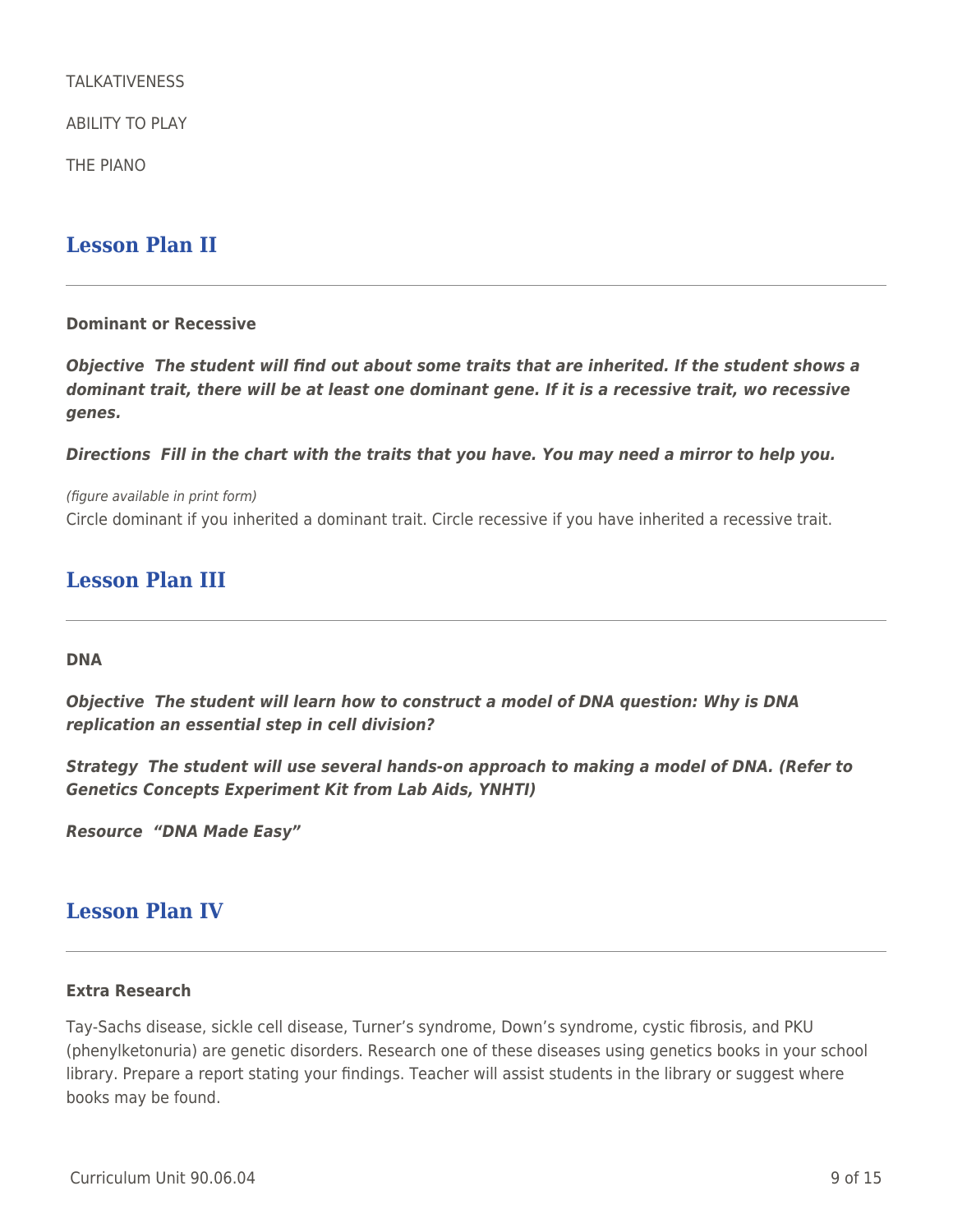TALKATIVENESS

ABILITY TO PLAY

THE PIANO

## Lesson Plan II

**Dominant or Recessive**

***Objective  The student will find out about some traits that are inherited. If the student shows a dominant trait, there will be at least one dominant gene. If it is a recessive trait, wo recessive genes.***

***Directions  Fill in the chart with the traits that you have. You may need a mirror to help you.***

*(figure available in print form)*

Circle dominant if you inherited a dominant trait. Circle recessive if you have inherited a recessive trait.

## Lesson Plan III

**DNA**

***Objective  The student will learn how to construct a model of DNA question: Why is DNA replication an essential step in cell division?***

***Strategy  The student will use several hands-on approach to making a model of DNA. (Refer to Genetics Concepts Experiment Kit from Lab Aids, YNHTI)***

***Resource  "DNA Made Easy"***

## Lesson Plan IV

**Extra Research**

Tay-Sachs disease, sickle cell disease, Turner's syndrome, Down's syndrome, cystic fibrosis, and PKU (phenylketonuria) are genetic disorders. Research one of these diseases using genetics books in your school library. Prepare a report stating your findings. Teacher will assist students in the library or suggest where books may be found.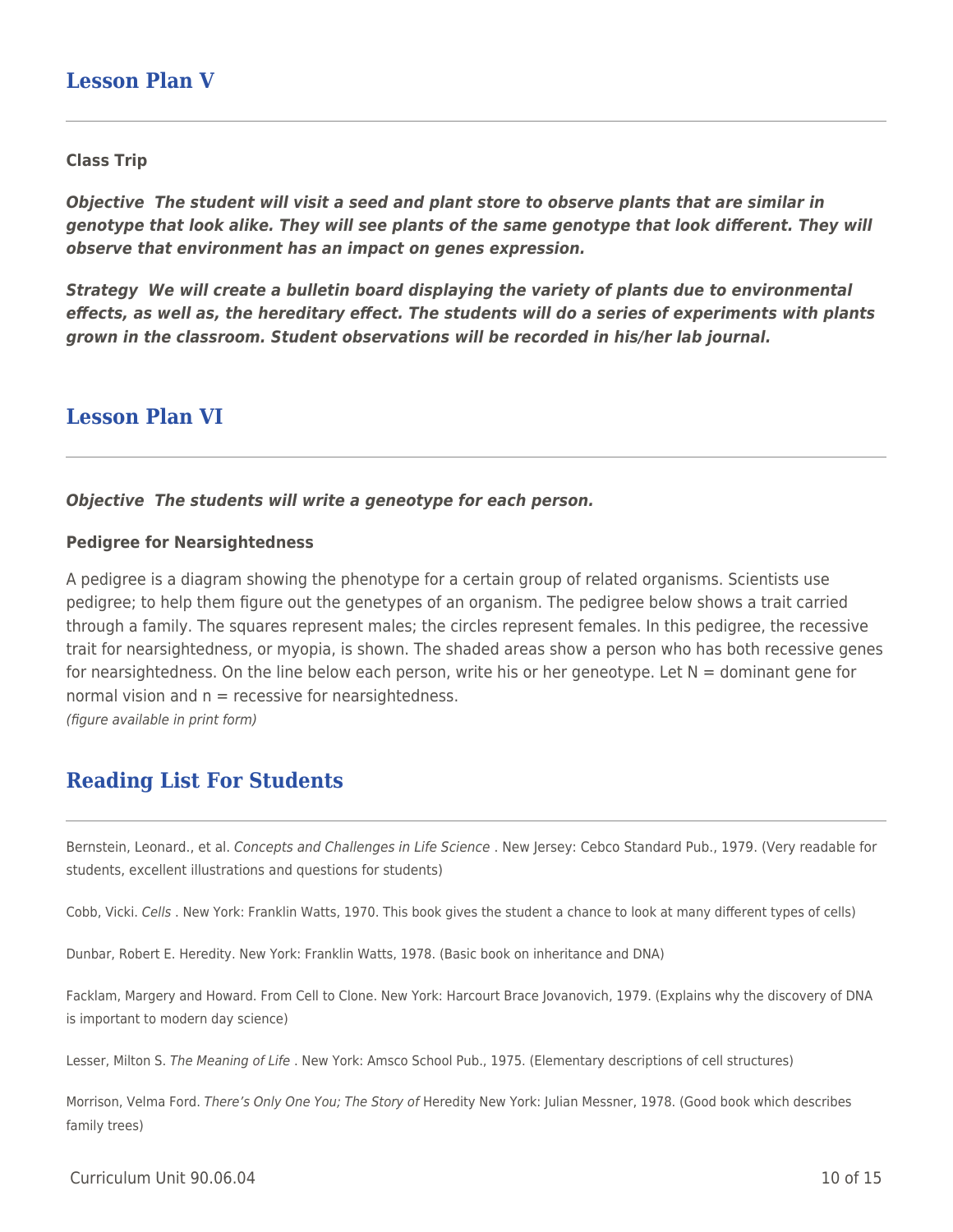## Lesson Plan V

**Class Trip**

***Objective The student will visit a seed and plant store to observe plants that are similar in genotype that look alike. They will see plants of the same genotype that look different. They will observe that environment has an impact on genes expression.***

***Strategy We will create a bulletin board displaying the variety of plants due to environmental effects, as well as, the hereditary effect. The students will do a series of experiments with plants grown in the classroom. Student observations will be recorded in his/her lab journal.***

## Lesson Plan VI

***Objective The students will write a geneotype for each person.***

**Pedigree for Nearsightedness**

A pedigree is a diagram showing the phenotype for a certain group of related organisms. Scientists use pedigree; to help them figure out the genetypes of an organism. The pedigree below shows a trait carried through a family. The squares represent males; the circles represent females. In this pedigree, the recessive trait for nearsightedness, or myopia, is shown. The shaded areas show a person who has both recessive genes for nearsightedness. On the line below each person, write his or her geneotype. Let N = dominant gene for normal vision and n = recessive for nearsightedness.
*(figure available in print form)*

## Reading List For Students

Bernstein, Leonard., et al. *Concepts and Challenges in Life Science* . New Jersey: Cebco Standard Pub., 1979. (Very readable for students, excellent illustrations and questions for students)

Cobb, Vicki. *Cells* . New York: Franklin Watts, 1970. This book gives the student a chance to look at many different types of cells)

Dunbar, Robert E. Heredity. New York: Franklin Watts, 1978. (Basic book on inheritance and DNA)

Facklam, Margery and Howard. From Cell to Clone. New York: Harcourt Brace Jovanovich, 1979. (Explains why the discovery of DNA is important to modern day science)

Lesser, Milton S. *The Meaning of Life* . New York: Amsco School Pub., 1975. (Elementary descriptions of cell structures)

Morrison, Velma Ford. *There's Only One You; The Story of* Heredity New York: Julian Messner, 1978. (Good book which describes family trees)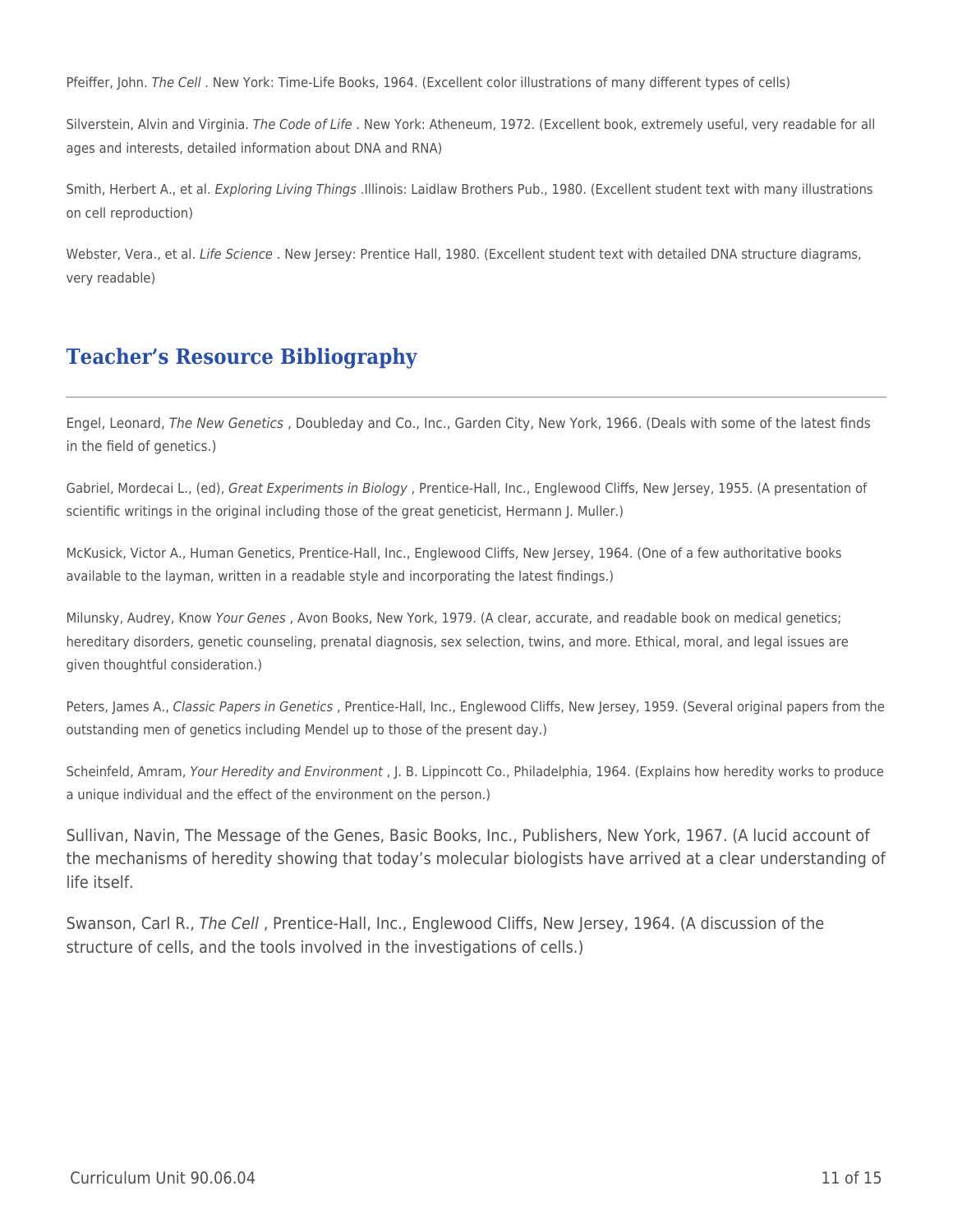Pfeiffer, John. *The Cell* . New York: Time-Life Books, 1964. (Excellent color illustrations of many different types of cells)

Silverstein, Alvin and Virginia. *The Code of Life* . New York: Atheneum, 1972. (Excellent book, extremely useful, very readable for all ages and interests, detailed information about DNA and RNA)

Smith, Herbert A., et al. *Exploring Living Things* .Illinois: Laidlaw Brothers Pub., 1980. (Excellent student text with many illustrations on cell reproduction)

Webster, Vera., et al. *Life Science* . New Jersey: Prentice Hall, 1980. (Excellent student text with detailed DNA structure diagrams, very readable)

## Teacher's Resource Bibliography

Engel, Leonard, *The New Genetics* , Doubleday and Co., Inc., Garden City, New York, 1966. (Deals with some of the latest finds in the field of genetics.)

Gabriel, Mordecai L., (ed), *Great Experiments in Biology* , Prentice-Hall, Inc., Englewood Cliffs, New Jersey, 1955. (A presentation of scientific writings in the original including those of the great geneticist, Hermann J. Muller.)

McKusick, Victor A., Human Genetics, Prentice-Hall, Inc., Englewood Cliffs, New Jersey, 1964. (One of a few authoritative books available to the layman, written in a readable style and incorporating the latest findings.)

Milunsky, Audrey, Know *Your Genes* , Avon Books, New York, 1979. (A clear, accurate, and readable book on medical genetics; hereditary disorders, genetic counseling, prenatal diagnosis, sex selection, twins, and more. Ethical, moral, and legal issues are given thoughtful consideration.)

Peters, James A., *Classic Papers in Genetics* , Prentice-Hall, Inc., Englewood Cliffs, New Jersey, 1959. (Several original papers from the outstanding men of genetics including Mendel up to those of the present day.)

Scheinfeld, Amram, *Your Heredity and Environment* , J. B. Lippincott Co., Philadelphia, 1964. (Explains how heredity works to produce a unique individual and the effect of the environment on the person.)

Sullivan, Navin, The Message of the Genes, Basic Books, Inc., Publishers, New York, 1967. (A lucid account of the mechanisms of heredity showing that today's molecular biologists have arrived at a clear understanding of life itself.

Swanson, Carl R., *The Cell* , Prentice-Hall, Inc., Englewood Cliffs, New Jersey, 1964. (A discussion of the structure of cells, and the tools involved in the investigations of cells.)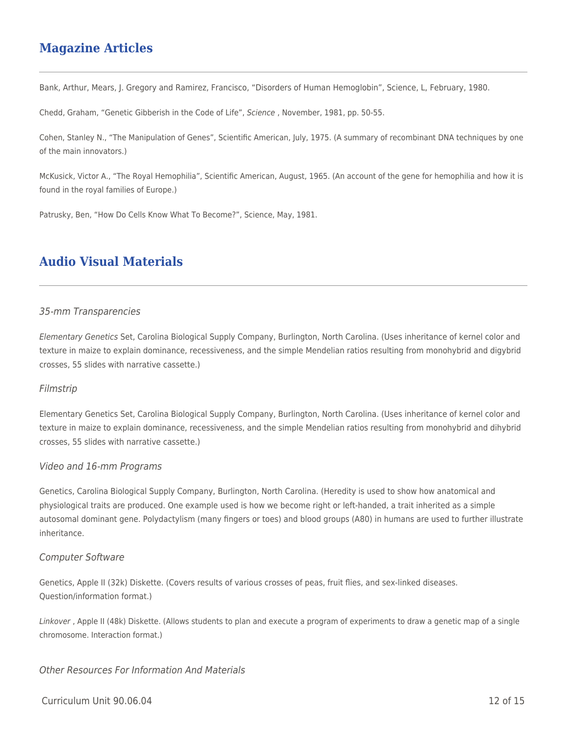## Magazine Articles

Bank, Arthur, Mears, J. Gregory and Ramirez, Francisco, "Disorders of Human Hemoglobin", Science, L, February, 1980.

Chedd, Graham, "Genetic Gibberish in the Code of Life", *Science* , November, 1981, pp. 50-55.

Cohen, Stanley N., "The Manipulation of Genes", Scientific American, July, 1975. (A summary of recombinant DNA techniques by one of the main innovators.)

McKusick, Victor A., "The Royal Hemophilia", Scientific American, August, 1965. (An account of the gene for hemophilia and how it is found in the royal families of Europe.)

Patrusky, Ben, "How Do Cells Know What To Become?", Science, May, 1981.

## Audio Visual Materials

*35-mm Transparencies*

*Elementary Genetics* Set, Carolina Biological Supply Company, Burlington, North Carolina. (Uses inheritance of kernel color and texture in maize to explain dominance, recessiveness, and the simple Mendelian ratios resulting from monohybrid and digybrid crosses, 55 slides with narrative cassette.)

*Filmstrip*

Elementary Genetics Set, Carolina Biological Supply Company, Burlington, North Carolina. (Uses inheritance of kernel color and texture in maize to explain dominance, recessiveness, and the simple Mendelian ratios resulting from monohybrid and dihybrid crosses, 55 slides with narrative cassette.)

*Video and 16-mm Programs*

Genetics, Carolina Biological Supply Company, Burlington, North Carolina. (Heredity is used to show how anatomical and physiological traits are produced. One example used is how we become right or left-handed, a trait inherited as a simple autosomal dominant gene. Polydactylism (many fingers or toes) and blood groups (A80) in humans are used to further illustrate inheritance.

*Computer Software*

Genetics, Apple II (32k) Diskette. (Covers results of various crosses of peas, fruit flies, and sex-linked diseases. Question/information format.)

*Linkover* , Apple II (48k) Diskette. (Allows students to plan and execute a program of experiments to draw a genetic map of a single chromosome. Interaction format.)

*Other Resources For Information And Materials*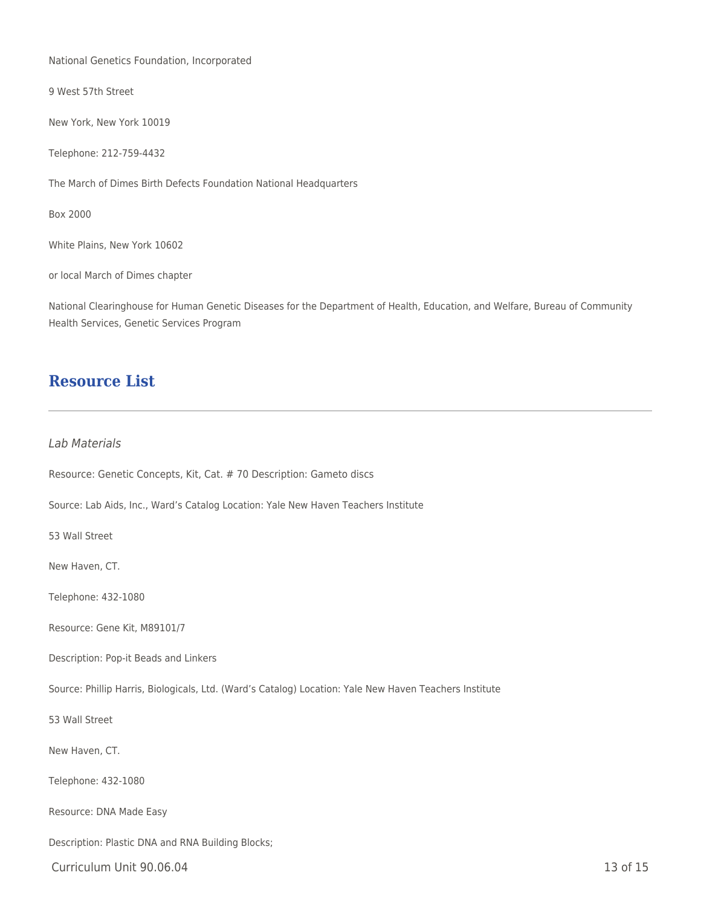National Genetics Foundation, Incorporated

9 West 57th Street

New York, New York 10019

Telephone: 212-759-4432

The March of Dimes Birth Defects Foundation National Headquarters

Box 2000

White Plains, New York 10602

or local March of Dimes chapter

National Clearinghouse for Human Genetic Diseases for the Department of Health, Education, and Welfare, Bureau of Community Health Services, Genetic Services Program

## Resource List

*Lab Materials*

Resource: Genetic Concepts, Kit, Cat. # 70 Description: Gameto discs

Source: Lab Aids, Inc., Ward's Catalog Location: Yale New Haven Teachers Institute

53 Wall Street

New Haven, CT.

Telephone: 432-1080

Resource: Gene Kit, M89101/7

Description: Pop-it Beads and Linkers

Source: Phillip Harris, Biologicals, Ltd. (Ward's Catalog) Location: Yale New Haven Teachers Institute

53 Wall Street

New Haven, CT.

Telephone: 432-1080

Resource: DNA Made Easy

Description: Plastic DNA and RNA Building Blocks;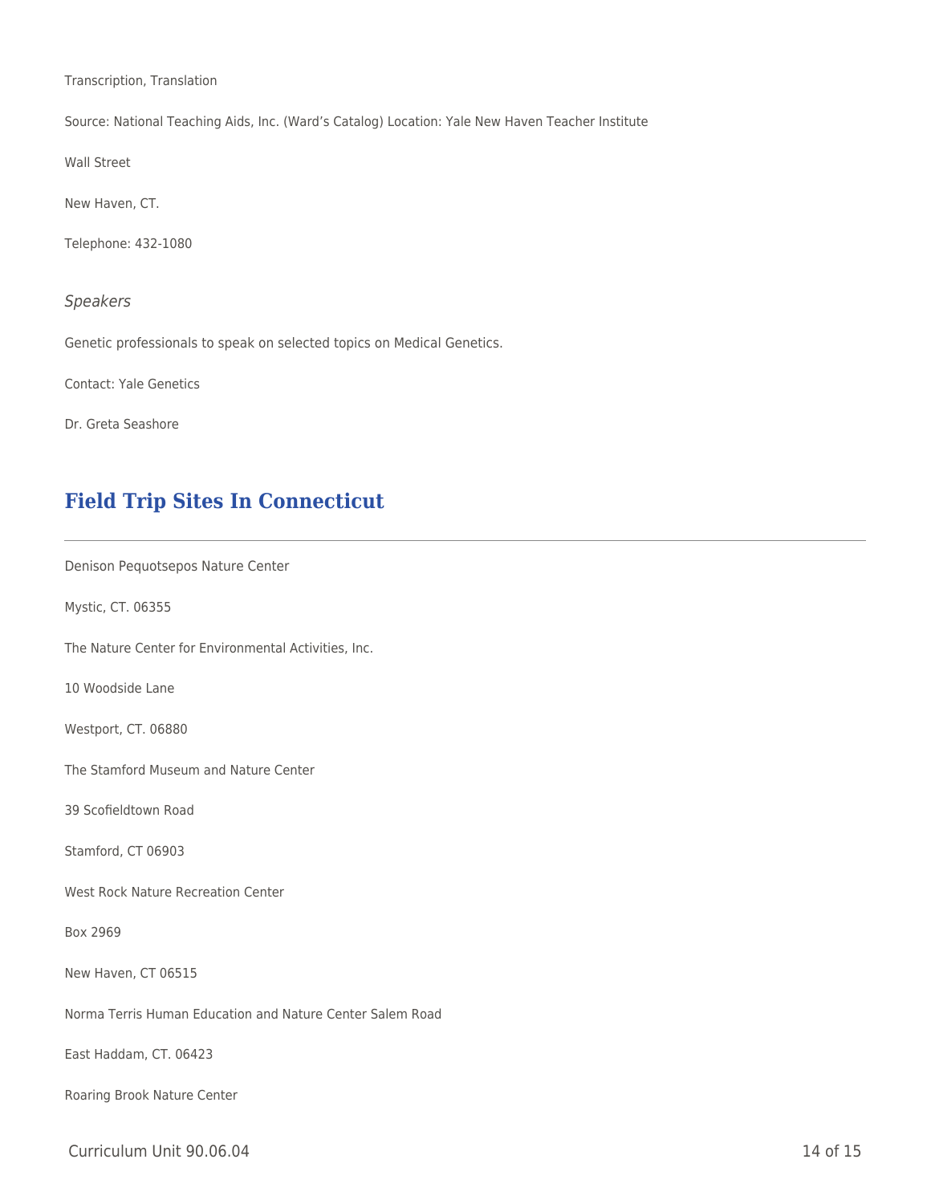Transcription, Translation

Source: National Teaching Aids, Inc. (Ward's Catalog) Location: Yale New Haven Teacher Institute

Wall Street

New Haven, CT.

Telephone: 432-1080

*Speakers*

Genetic professionals to speak on selected topics on Medical Genetics.

Contact: Yale Genetics

Dr. Greta Seashore

## Field Trip Sites In Connecticut

---

Denison Pequotsepos Nature Center

Mystic, CT. 06355

The Nature Center for Environmental Activities, Inc.

10 Woodside Lane

Westport, CT. 06880

The Stamford Museum and Nature Center

39 Scofieldtown Road

Stamford, CT 06903

West Rock Nature Recreation Center

Box 2969

New Haven, CT 06515

Norma Terris Human Education and Nature Center Salem Road

East Haddam, CT. 06423

Roaring Brook Nature Center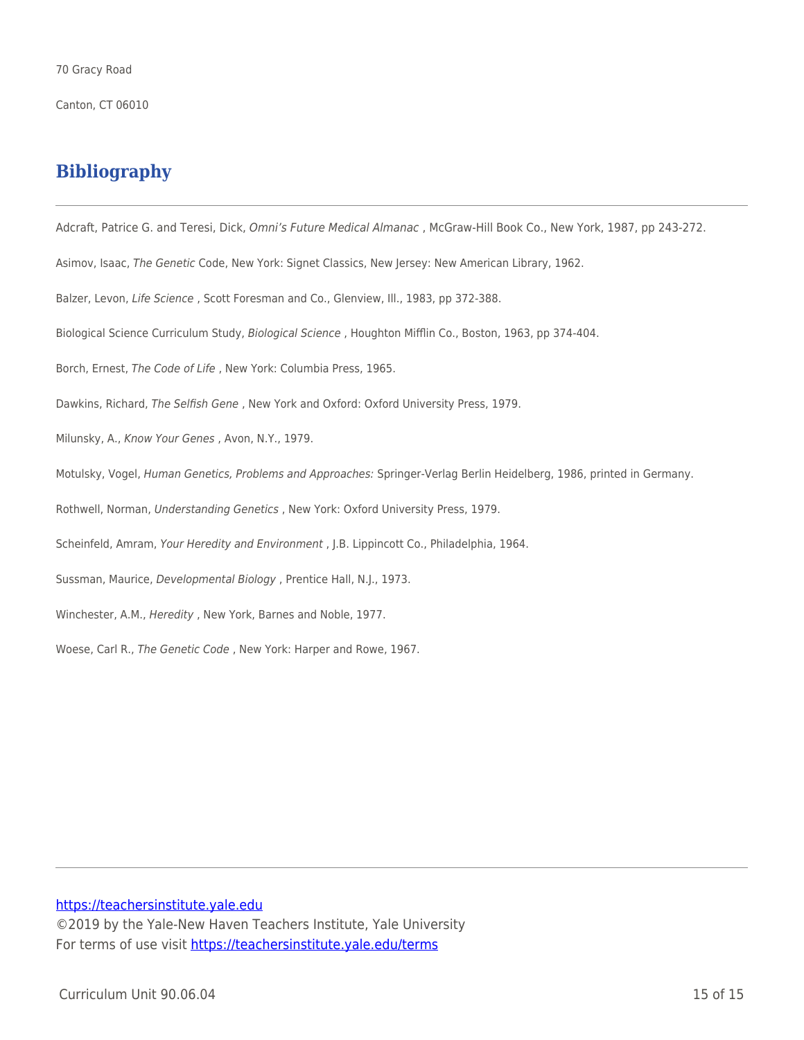70 Gracy Road

Canton, CT 06010

## Bibliography

Adcraft, Patrice G. and Teresi, Dick, *Omni's Future Medical Almanac* , McGraw-Hill Book Co., New York, 1987, pp 243-272.

Asimov, Isaac, *The Genetic* Code, New York: Signet Classics, New Jersey: New American Library, 1962.

Balzer, Levon, *Life Science* , Scott Foresman and Co., Glenview, Ill., 1983, pp 372-388.

Biological Science Curriculum Study, *Biological Science* , Houghton Mifflin Co., Boston, 1963, pp 374-404.

Borch, Ernest, *The Code of Life* , New York: Columbia Press, 1965.

Dawkins, Richard, *The Selfish Gene* , New York and Oxford: Oxford University Press, 1979.

Milunsky, A., *Know Your Genes* , Avon, N.Y., 1979.

Motulsky, Vogel, *Human Genetics, Problems and Approaches:* Springer-Verlag Berlin Heidelberg, 1986, printed in Germany.

Rothwell, Norman, *Understanding Genetics* , New York: Oxford University Press, 1979.

Scheinfeld, Amram, *Your Heredity and Environment* , J.B. Lippincott Co., Philadelphia, 1964.

Sussman, Maurice, *Developmental Biology* , Prentice Hall, N.J., 1973.

Winchester, A.M., *Heredity* , New York, Barnes and Noble, 1977.

Woese, Carl R., *The Genetic Code* , New York: Harper and Rowe, 1967.

https://teachersinstitute.yale.edu
©2019 by the Yale-New Haven Teachers Institute, Yale University
For terms of use visit https://teachersinstitute.yale.edu/terms

Curriculum Unit 90.06.04